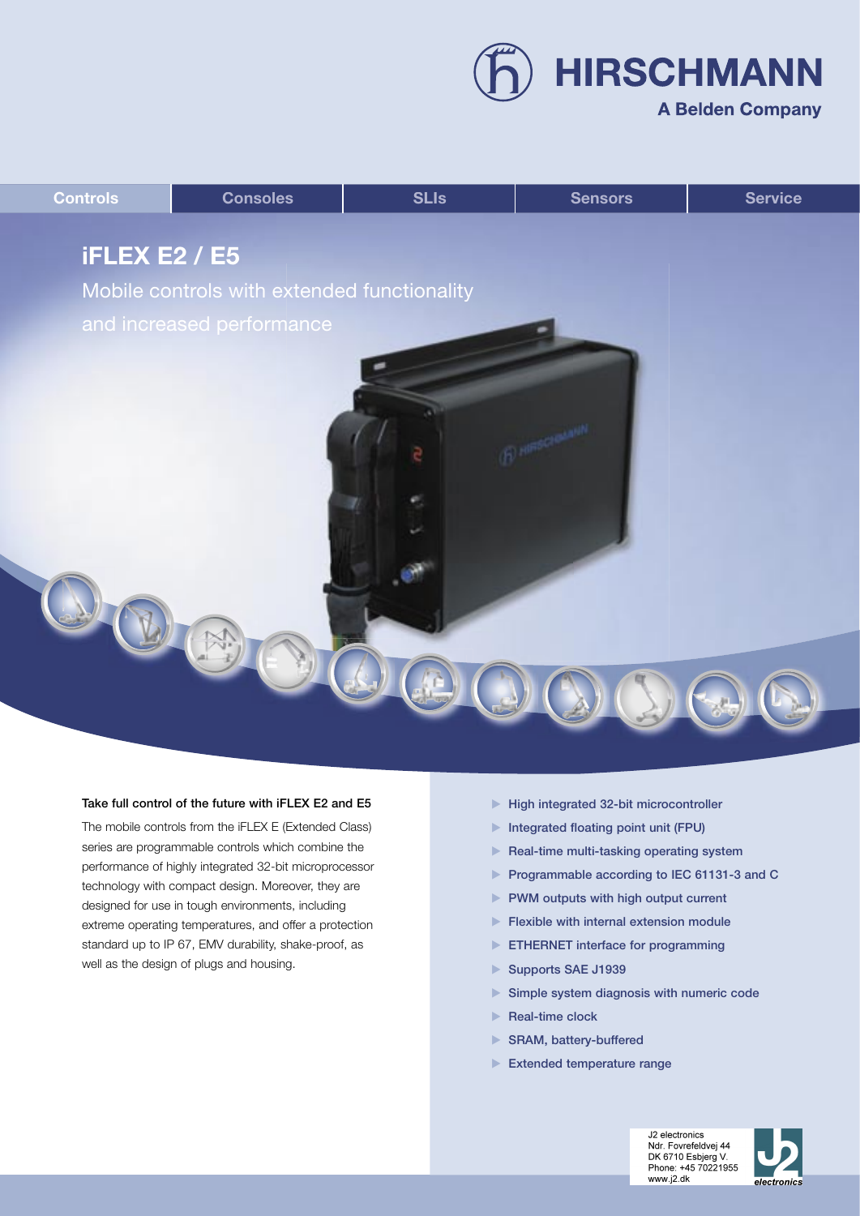HIRSCHMANN

A Belden Company

Controls | Consoles | SLIs | Sensors | Service

# iFLEX E2 / E5

Mobile controls with extended functionality and increased performance

**Take full control of the future with iFLEX E2 and E5**

The mobile controls from the iFLEX E (Extended Class) series are programmable controls which combine the performance of highly integrated 32-bit microprocessor technology with compact design. Moreover, they are designed for use in tough environments, including extreme operating temperatures, and offer a protection standard up to IP 67, EMV durability, shake-proof, as well as the design of plugs and housing.

- High integrated 32-bit microcontroller
- Integrated floating point unit (FPU)
- Real-time multi-tasking operating system
- Programmable according to IEC 61131-3 and C
- PWM outputs with high output current
- Flexible with internal extension module
- ETHERNET interface for programming
- Supports SAE J1939
- Simple system diagnosis with numeric code
- Real-time clock
- SRAM, battery-buffered
- Extended temperature range

J2 electronics
Ndr. Fovrefeldvej 44
DK 6710 Esbjerg V.
Phone: +45 70221955
www.j2.dk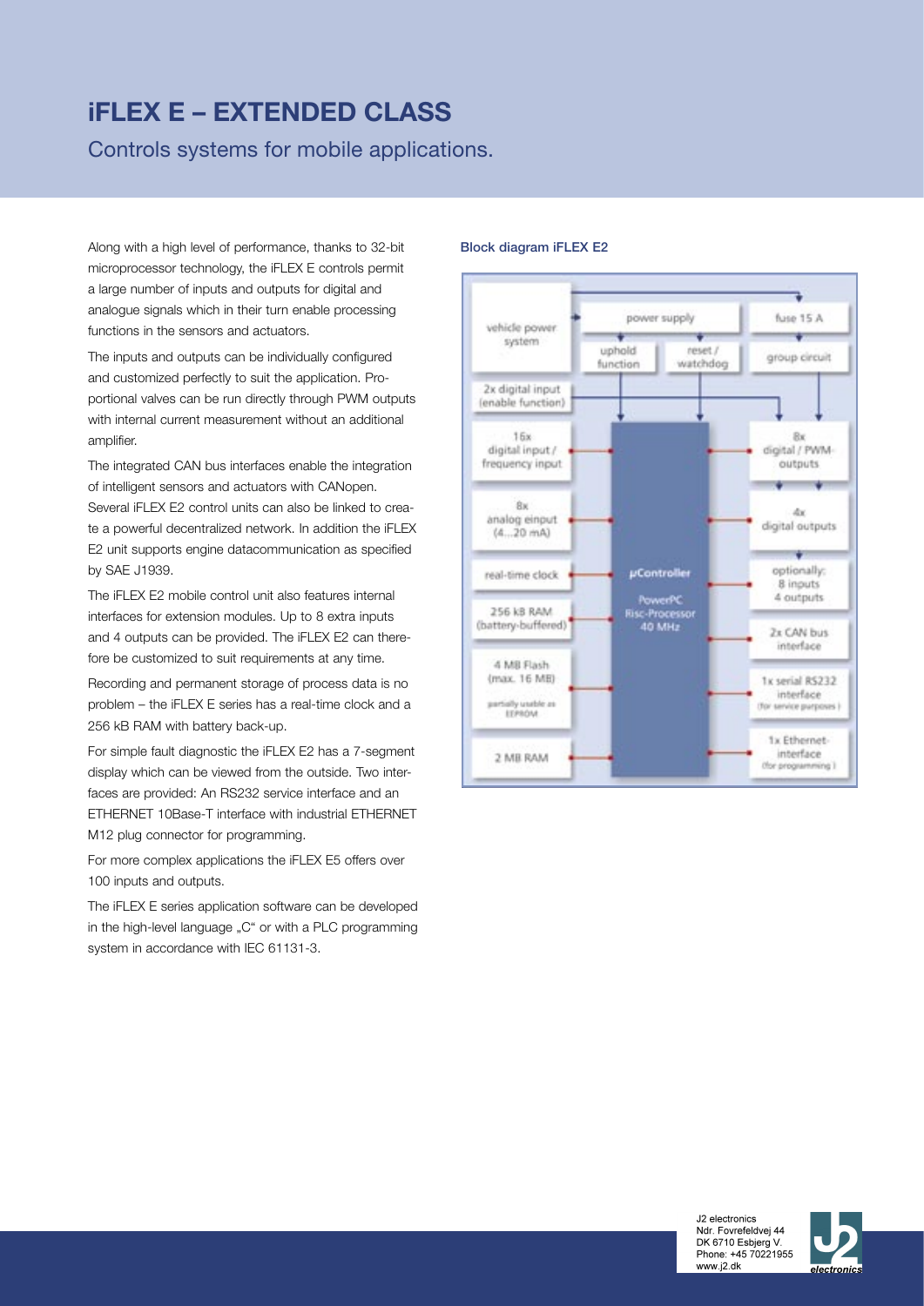# iFLEX E – EXTENDED CLASS

Controls systems for mobile applications.

Along with a high level of performance, thanks to 32-bit microprocessor technology, the iFLEX E controls permit a large number of inputs and outputs for digital and analogue signals which in their turn enable processing functions in the sensors and actuators.

The inputs and outputs can be individually configured and customized perfectly to suit the application. Proportional valves can be run directly through PWM outputs with internal current measurement without an additional amplifier.

The integrated CAN bus interfaces enable the integration of intelligent sensors and actuators with CANopen. Several iFLEX E2 control units can also be linked to create a powerful decentralized network. In addition the iFLEX E2 unit supports engine datacommunication as specified by SAE J1939.

The iFLEX E2 mobile control unit also features internal interfaces for extension modules. Up to 8 extra inputs and 4 outputs can be provided. The iFLEX E2 can therefore be customized to suit requirements at any time.

Recording and permanent storage of process data is no problem – the iFLEX E series has a real-time clock and a 256 kB RAM with battery back-up.

For simple fault diagnostic the iFLEX E2 has a 7-segment display which can be viewed from the outside. Two interfaces are provided: An RS232 service interface and an ETHERNET 10Base-T interface with industrial ETHERNET M12 plug connector for programming.

For more complex applications the iFLEX E5 offers over 100 inputs and outputs.

The iFLEX E series application software can be developed in the high-level language „C" or with a PLC programming system in accordance with IEC 61131-3.

**Block diagram iFLEX E2**

vehicle power system · power supply · fuse 15 A · uphold function · reset / watchdog · group circuit · 2x digital input (enable function) · 16x digital input / frequency input · 8x analog einput (4...20 mA) · real-time clock · 256 kB RAM (battery-buffered) · 4 MB Flash (max. 16 MB) partially usable as EEPROM · 2 MB RAM · µController PowerPC Risc-Processor 40 MHz · 8x digital / PWM-outputs · 4x digital outputs · optionally: 8 inputs 4 outputs · 2x CAN bus interface · 1x serial RS232 interface (for service purposes) · 1x Ethernet-interface (for programming)

J2 electronics
Ndr. Fovrefeldvej 44
DK 6710 Esbjerg V.
Phone: +45 70221955
www.j2.dk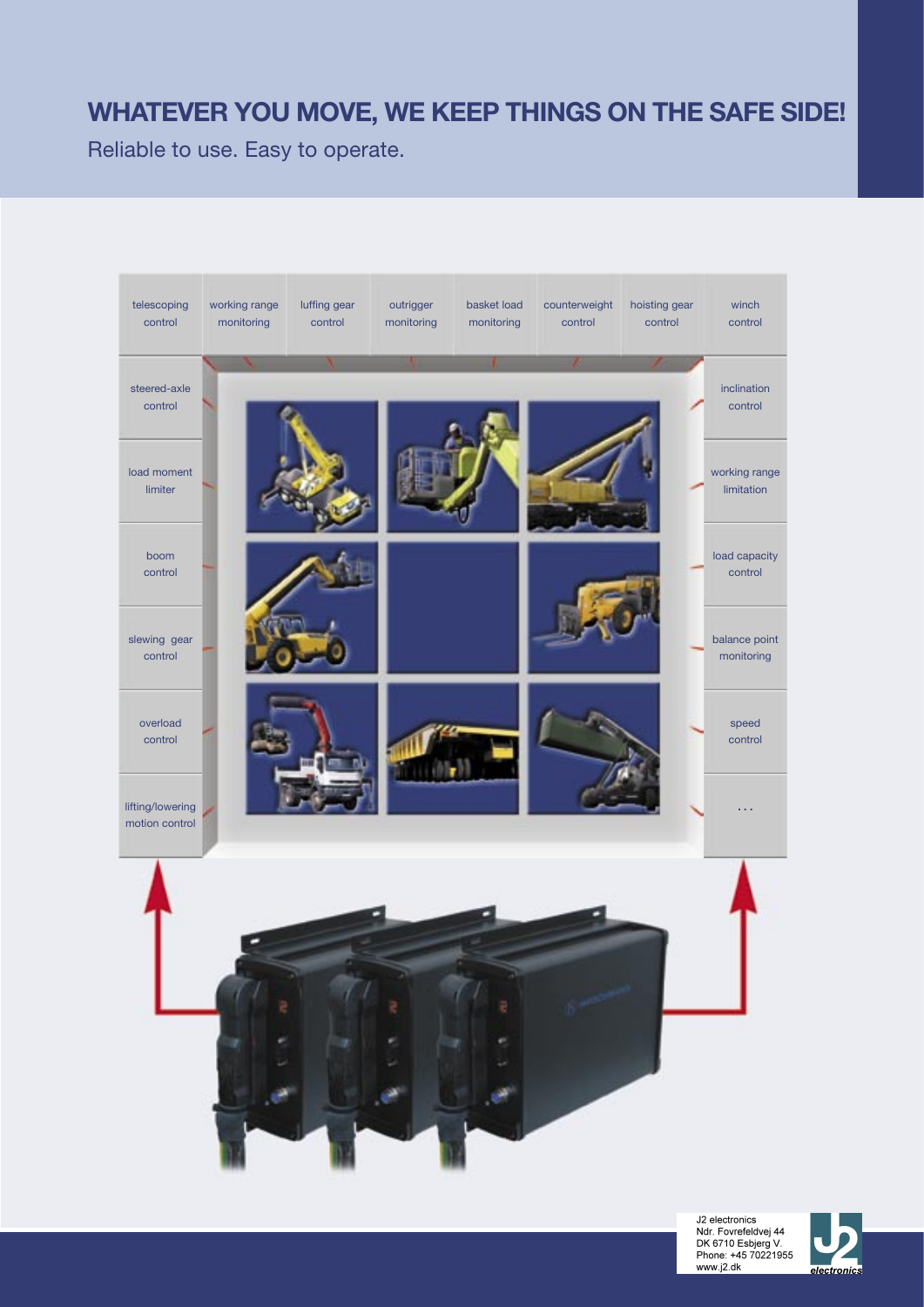## WHATEVER YOU MOVE, WE KEEP THINGS ON THE SAFE SIDE!

Reliable to use. Easy to operate.

- telescoping control
- working range monitoring
- luffing gear control
- outrigger monitoring
- basket load monitoring
- counterweight control
- hoisting gear control
- winch control
- steered-axle control
- inclination control
- load moment limiter
- working range limitation
- boom control
- load capacity control
- slewing gear control
- balance point monitoring
- overload control
- speed control
- lifting/lowering motion control
- ...

J2 electronics
Ndr. Fovrefeldvej 44
DK 6710 Esbjerg V.
Phone: +45 70221955
www.j2.dk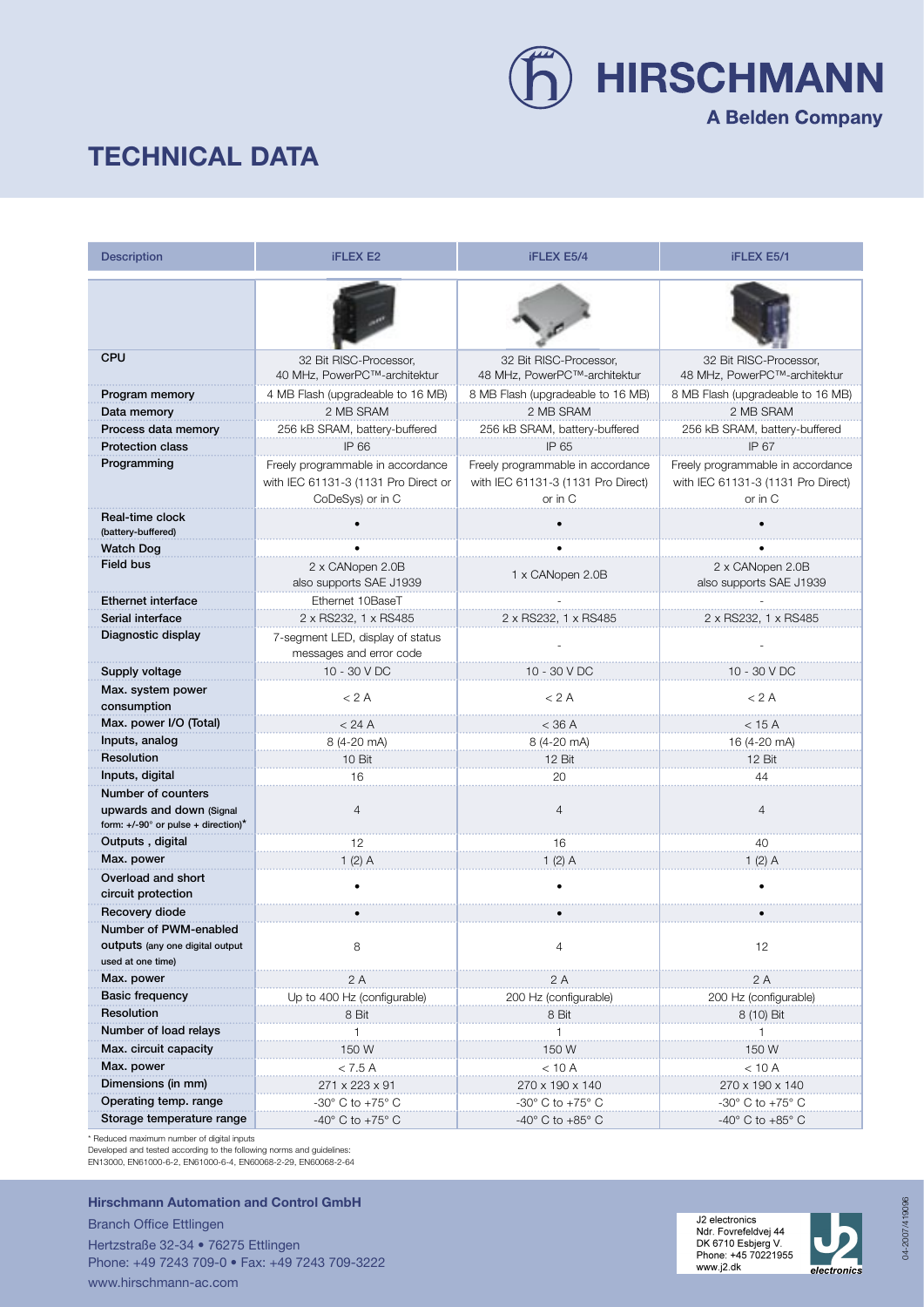# TECHNICAL DATA

| Description | iFLEX E2 | iFLEX E5/4 | iFLEX E5/1 |
|---|---|---|---|
| CPU | 32 Bit RISC-Processor, 40 MHz, PowerPC™-architektur | 32 Bit RISC-Processor, 48 MHz, PowerPC™-architektur | 32 Bit RISC-Processor, 48 MHz, PowerPC™-architektur |
| Program memory | 4 MB Flash (upgradeable to 16 MB) | 8 MB Flash (upgradeable to 16 MB) | 8 MB Flash (upgradeable to 16 MB) |
| Data memory | 2 MB SRAM | 2 MB SRAM | 2 MB SRAM |
| Process data memory | 256 kB SRAM, battery-buffered | 256 kB SRAM, battery-buffered | 256 kB SRAM, battery-buffered |
| Protection class | IP 66 | IP 65 | IP 67 |
| Programming | Freely programmable in accordance with IEC 61131-3 (1131 Pro Direct or CoDeSys) or in C | Freely programmable in accordance with IEC 61131-3 (1131 Pro Direct) or in C | Freely programmable in accordance with IEC 61131-3 (1131 Pro Direct) or in C |
| Real-time clock (battery-buffered) | • | • | • |
| Watch Dog | • | • | • |
| Field bus | 2 x CANopen 2.0B also supports SAE J1939 | 1 x CANopen 2.0B | 2 x CANopen 2.0B also supports SAE J1939 |
| Ethernet interface | Ethernet 10BaseT | - | - |
| Serial interface | 2 x RS232, 1 x RS485 | 2 x RS232, 1 x RS485 | 2 x RS232, 1 x RS485 |
| Diagnostic display | 7-segment LED, display of status messages and error code | - | - |
| Supply voltage | 10 - 30 V DC | 10 - 30 V DC | 10 - 30 V DC |
| Max. system power consumption | < 2 A | < 2 A | < 2 A |
| Max. power I/O (Total) | < 24 A | < 36 A | < 15 A |
| Inputs, analog | 8 (4-20 mA) | 8 (4-20 mA) | 16 (4-20 mA) |
| Resolution | 10 Bit | 12 Bit | 12 Bit |
| Inputs, digital | 16 | 20 | 44 |
| Number of counters upwards and down (Signal form: +/-90° or pulse + direction)* | 4 | 4 | 4 |
| Outputs , digital | 12 | 16 | 40 |
| Max. power | 1 (2) A | 1 (2) A | 1 (2) A |
| Overload and short circuit protection | • | • | • |
| Recovery diode | • | • | • |
| Number of PWM-enabled outputs (any one digital output used at one time) | 8 | 4 | 12 |
| Max. power | 2 A | 2 A | 2 A |
| Basic frequency | Up to 400 Hz (configurable) | 200 Hz (configurable) | 200 Hz (configurable) |
| Resolution | 8 Bit | 8 Bit | 8 (10) Bit |
| Number of load relays | 1 | 1 | 1 |
| Max. circuit capacity | 150 W | 150 W | 150 W |
| Max. power | < 7.5 A | < 10 A | < 10 A |
| Dimensions (in mm) | 271 x 223 x 91 | 270 x 190 x 140 | 270 x 190 x 140 |
| Operating temp. range | -30° C to +75° C | -30° C to +75° C | -30° C to +75° C |
| Storage temperature range | -40° C to +75° C | -40° C to +85° C | -40° C to +85° C |

* Reduced maximum number of digital inputs
Developed and tested according to the following norms and guidelines:
EN13000, EN61000-6-2, EN61000-6-4, EN60068-2-29, EN60068-2-64

**Hirschmann Automation and Control GmbH**

Branch Office Ettlingen
Hertzstraße 32-34 • 76275 Ettlingen
Phone: +49 7243 709-0 • Fax: +49 7243 709-3222
www.hirschmann-ac.com

J2 electronics
Ndr. Fovrefeldvej 44
DK 6710 Esbjerg V.
Phone: +45 70221955
www.j2.dk